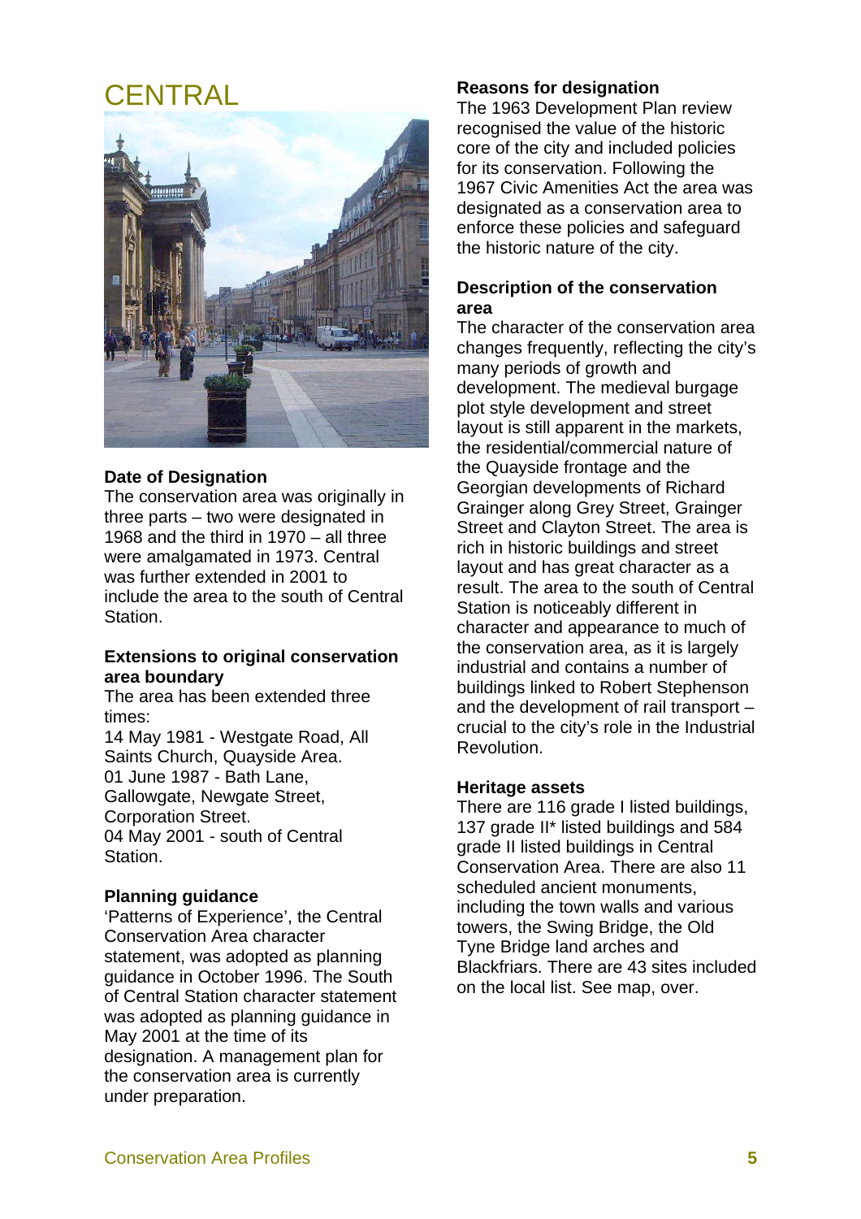# CENTRAL

### Date of Designation

The conservation area was originally in three parts – two were designated in 1968 and the third in 1970 – all three were amalgamated in 1973. Central was further extended in 2001 to include the area to the south of Central Station.

### Extensions to original conservation area boundary

The area has been extended three times:
14 May 1981 - Westgate Road, All Saints Church, Quayside Area.
01 June 1987 - Bath Lane, Gallowgate, Newgate Street, Corporation Street.
04 May 2001 - south of Central Station.

### Planning guidance

'Patterns of Experience', the Central Conservation Area character statement, was adopted as planning guidance in October 1996. The South of Central Station character statement was adopted as planning guidance in May 2001 at the time of its designation. A management plan for the conservation area is currently under preparation.

### Reasons for designation

The 1963 Development Plan review recognised the value of the historic core of the city and included policies for its conservation. Following the 1967 Civic Amenities Act the area was designated as a conservation area to enforce these policies and safeguard the historic nature of the city.

### Description of the conservation area

The character of the conservation area changes frequently, reflecting the city's many periods of growth and development. The medieval burgage plot style development and street layout is still apparent in the markets, the residential/commercial nature of the Quayside frontage and the Georgian developments of Richard Grainger along Grey Street, Grainger Street and Clayton Street. The area is rich in historic buildings and street layout and has great character as a result. The area to the south of Central Station is noticeably different in character and appearance to much of the conservation area, as it is largely industrial and contains a number of buildings linked to Robert Stephenson and the development of rail transport – crucial to the city's role in the Industrial Revolution.

### Heritage assets

There are 116 grade I listed buildings, 137 grade II* listed buildings and 584 grade II listed buildings in Central Conservation Area. There are also 11 scheduled ancient monuments, including the town walls and various towers, the Swing Bridge, the Old Tyne Bridge land arches and Blackfriars. There are 43 sites included on the local list. See map, over.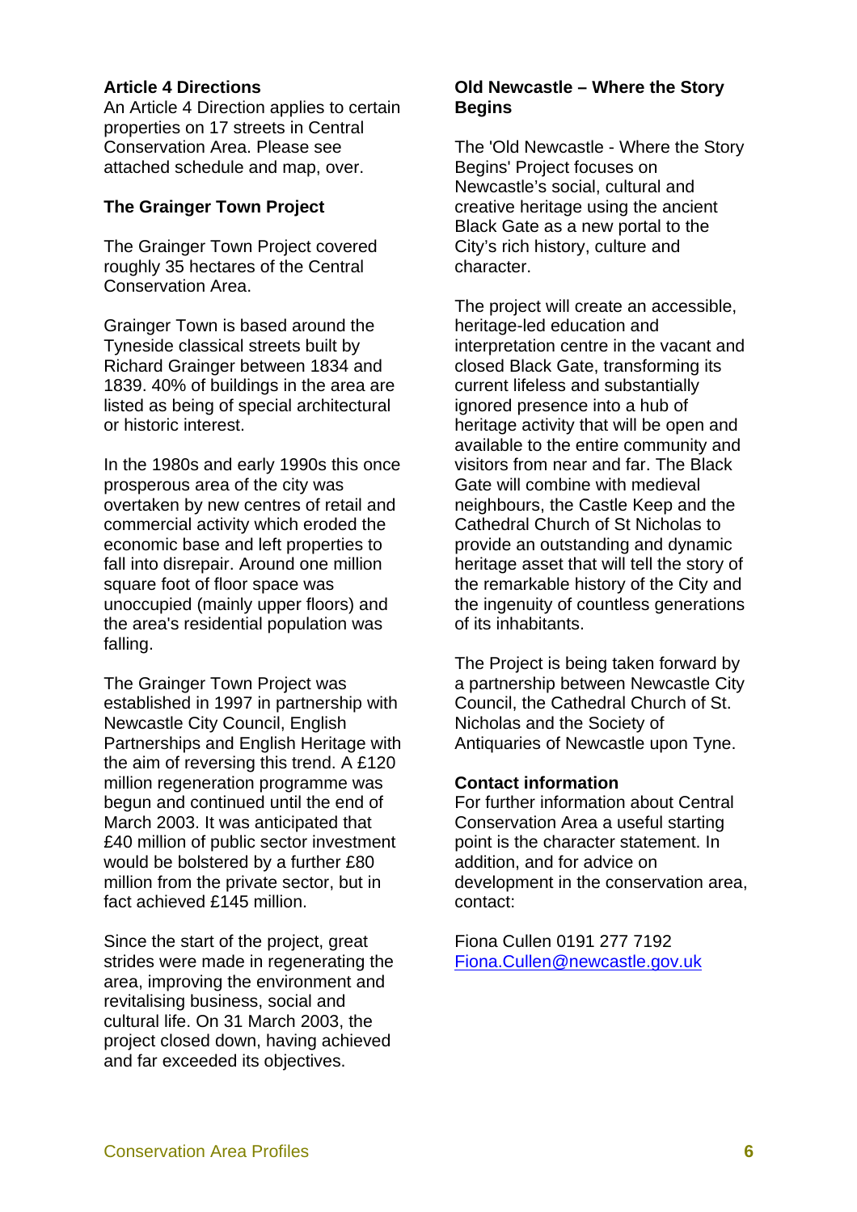### Article 4 Directions

An Article 4 Direction applies to certain properties on 17 streets in Central Conservation Area. Please see attached schedule and map, over.

### The Grainger Town Project

The Grainger Town Project covered roughly 35 hectares of the Central Conservation Area.

Grainger Town is based around the Tyneside classical streets built by Richard Grainger between 1834 and 1839. 40% of buildings in the area are listed as being of special architectural or historic interest.

In the 1980s and early 1990s this once prosperous area of the city was overtaken by new centres of retail and commercial activity which eroded the economic base and left properties to fall into disrepair. Around one million square foot of floor space was unoccupied (mainly upper floors) and the area's residential population was falling.

The Grainger Town Project was established in 1997 in partnership with Newcastle City Council, English Partnerships and English Heritage with the aim of reversing this trend. A £120 million regeneration programme was begun and continued until the end of March 2003. It was anticipated that £40 million of public sector investment would be bolstered by a further £80 million from the private sector, but in fact achieved £145 million.

Since the start of the project, great strides were made in regenerating the area, improving the environment and revitalising business, social and cultural life. On 31 March 2003, the project closed down, having achieved and far exceeded its objectives.

### Old Newcastle – Where the Story Begins

The 'Old Newcastle - Where the Story Begins' Project focuses on Newcastle's social, cultural and creative heritage using the ancient Black Gate as a new portal to the City's rich history, culture and character.

The project will create an accessible, heritage-led education and interpretation centre in the vacant and closed Black Gate, transforming its current lifeless and substantially ignored presence into a hub of heritage activity that will be open and available to the entire community and visitors from near and far. The Black Gate will combine with medieval neighbours, the Castle Keep and the Cathedral Church of St Nicholas to provide an outstanding and dynamic heritage asset that will tell the story of the remarkable history of the City and the ingenuity of countless generations of its inhabitants.

The Project is being taken forward by a partnership between Newcastle City Council, the Cathedral Church of St. Nicholas and the Society of Antiquaries of Newcastle upon Tyne.

### Contact information

For further information about Central Conservation Area a useful starting point is the character statement. In addition, and for advice on development in the conservation area, contact:

Fiona Cullen 0191 277 7192
Fiona.Cullen@newcastle.gov.uk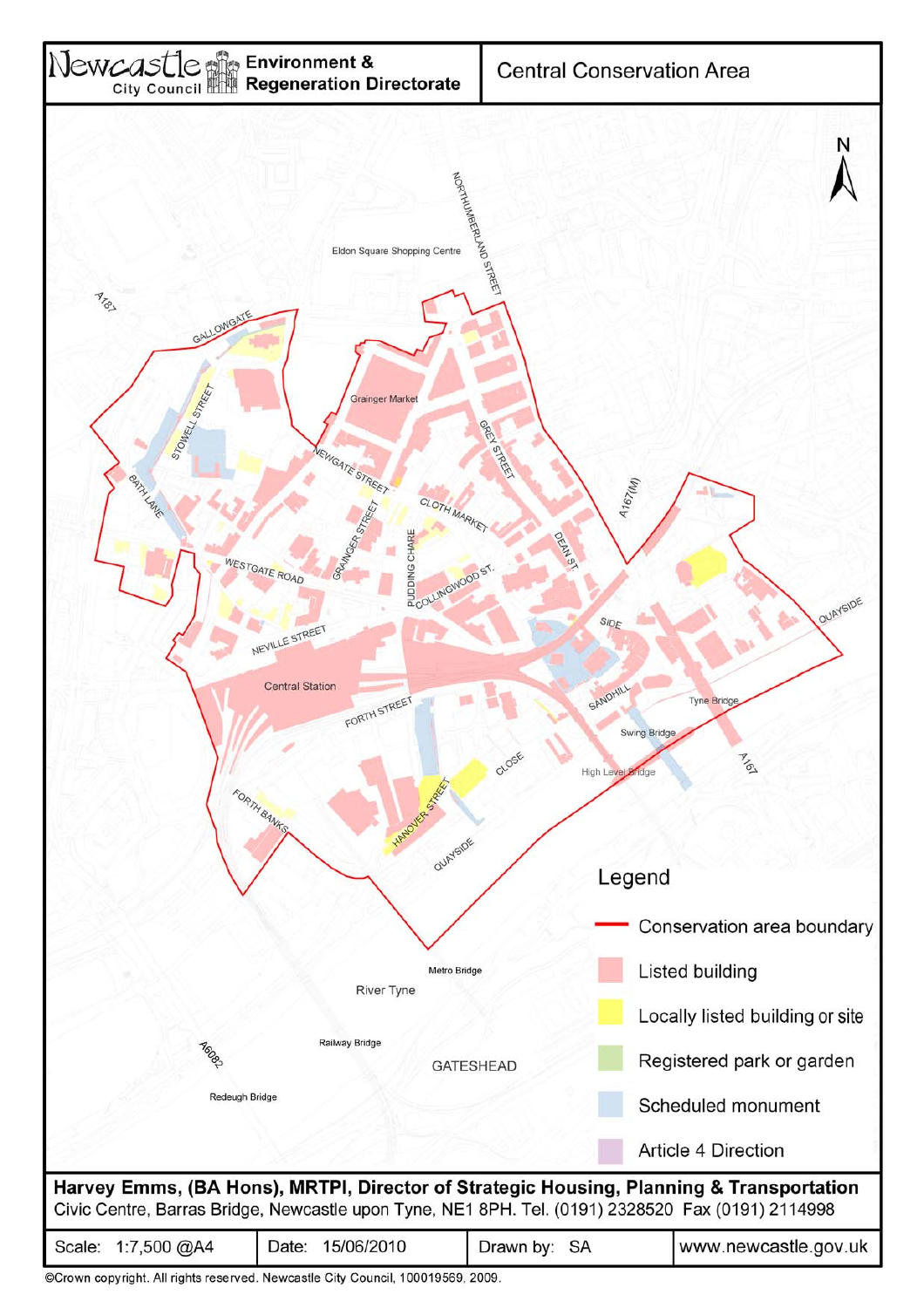# Newcastle City Council — Environment & Regeneration Directorate

## Central Conservation Area

Legend

- Conservation area boundary
- Listed building
- Locally listed building or site
- Registered park or garden
- Scheduled monument
- Article 4 Direction

**Harvey Emms, (BA Hons), MRTPI, Director of Strategic Housing, Planning & Transportation**
Civic Centre, Barras Bridge, Newcastle upon Tyne, NE1 8PH. Tel. (0191) 2328520 Fax (0191) 2114998

| Scale: 1:7,500 @A4 | Date: 15/06/2010 | Drawn by: SA | www.newcastle.gov.uk |
| --- | --- | --- | --- |

©Crown copyright. All rights reserved. Newcastle City Council, 100019569, 2009.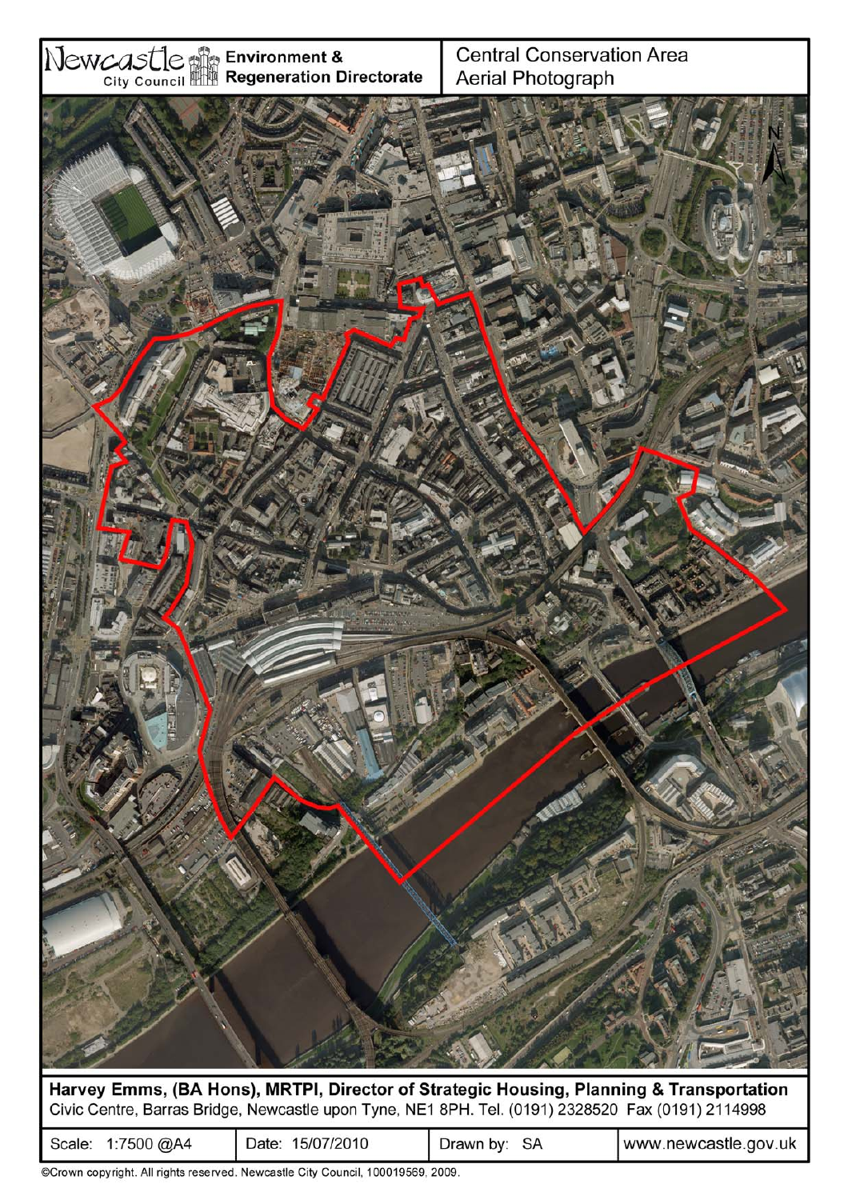Newcastle City Council

**Environment & Regeneration Directorate**

Central Conservation Area
Aerial Photograph

**Harvey Emms, (BA Hons), MRTPI, Director of Strategic Housing, Planning & Transportation**
Civic Centre, Barras Bridge, Newcastle upon Tyne, NE1 8PH. Tel. (0191) 2328520 Fax (0191) 2114998

| Scale: 1:7500 @A4 | Date: 15/07/2010 | Drawn by: SA | www.newcastle.gov.uk |
| --- | --- | --- | --- |

©Crown copyright. All rights reserved. Newcastle City Council, 100019569, 2009.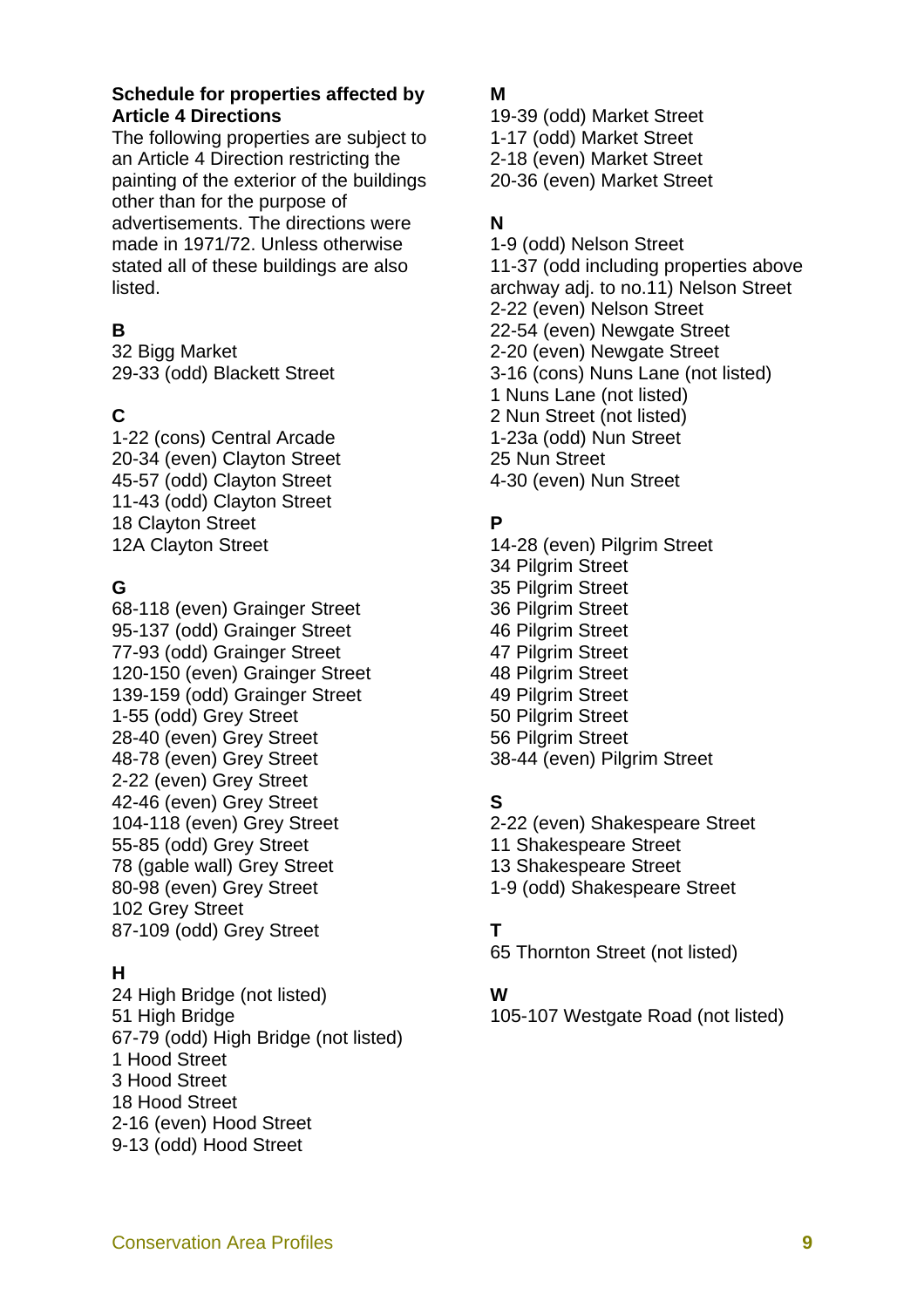**Schedule for properties affected by Article 4 Directions**

The following properties are subject to an Article 4 Direction restricting the painting of the exterior of the buildings other than for the purpose of advertisements. The directions were made in 1971/72. Unless otherwise stated all of these buildings are also listed.

**B**

32 Bigg Market
29-33 (odd) Blackett Street

**C**

1-22 (cons) Central Arcade
20-34 (even) Clayton Street
45-57 (odd) Clayton Street
11-43 (odd) Clayton Street
18 Clayton Street
12A Clayton Street

**G**

68-118 (even) Grainger Street
95-137 (odd) Grainger Street
77-93 (odd) Grainger Street
120-150 (even) Grainger Street
139-159 (odd) Grainger Street
1-55 (odd) Grey Street
28-40 (even) Grey Street
48-78 (even) Grey Street
2-22 (even) Grey Street
42-46 (even) Grey Street
104-118 (even) Grey Street
55-85 (odd) Grey Street
78 (gable wall) Grey Street
80-98 (even) Grey Street
102 Grey Street
87-109 (odd) Grey Street

**H**

24 High Bridge (not listed)
51 High Bridge
67-79 (odd) High Bridge (not listed)
1 Hood Street
3 Hood Street
18 Hood Street
2-16 (even) Hood Street
9-13 (odd) Hood Street

**M**

19-39 (odd) Market Street
1-17 (odd) Market Street
2-18 (even) Market Street
20-36 (even) Market Street

**N**

1-9 (odd) Nelson Street
11-37 (odd including properties above archway adj. to no.11) Nelson Street
2-22 (even) Nelson Street
22-54 (even) Newgate Street
2-20 (even) Newgate Street
3-16 (cons) Nuns Lane (not listed)
1 Nuns Lane (not listed)
2 Nun Street (not listed)
1-23a (odd) Nun Street
25 Nun Street
4-30 (even) Nun Street

**P**

14-28 (even) Pilgrim Street
34 Pilgrim Street
35 Pilgrim Street
36 Pilgrim Street
46 Pilgrim Street
47 Pilgrim Street
48 Pilgrim Street
49 Pilgrim Street
50 Pilgrim Street
56 Pilgrim Street
38-44 (even) Pilgrim Street

**S**

2-22 (even) Shakespeare Street
11 Shakespeare Street
13 Shakespeare Street
1-9 (odd) Shakespeare Street

**T**

65 Thornton Street (not listed)

**W**

105-107 Westgate Road (not listed)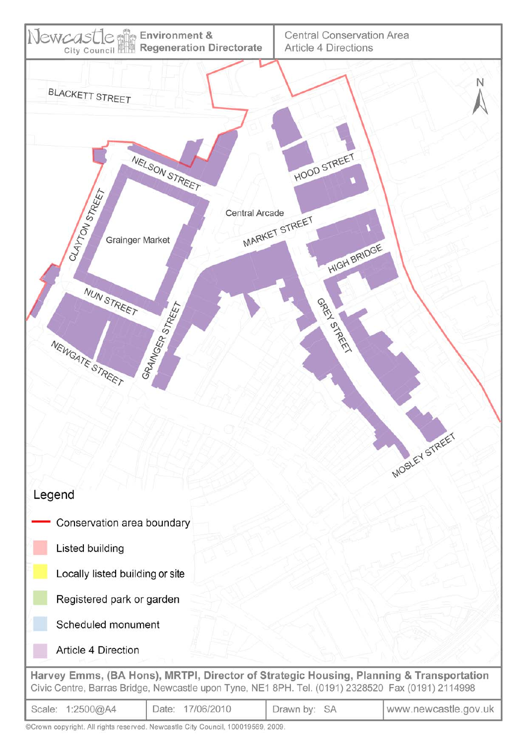Newcastle City Council

Environment & Regeneration Directorate

Central Conservation Area
Article 4 Directions

N

BLACKETT STREET

NELSON STREET

CLAYTON STREET

Grainger Market

NUN STREET

NEWGATE STREET

GRAINGER STREET

Central Arcade

MARKET STREET

HOOD STREET

HIGH BRIDGE

GREY STREET

MOSLEY STREET

Legend

Conservation area boundary

Listed building

Locally listed building or site

Registered park or garden

Scheduled monument

Article 4 Direction

**Harvey Emms, (BA Hons), MRTPI, Director of Strategic Housing, Planning & Transportation**
Civic Centre, Barras Bridge, Newcastle upon Tyne, NE1 8PH. Tel. (0191) 2328520 Fax (0191) 2114998

| | | | |
|---|---|---|---|
| Scale: 1:2500@A4 | Date: 17/06/2010 | Drawn by: SA | www.newcastle.gov.uk |

©Crown copyright. All rights reserved. Newcastle City Council, 100019569, 2009.